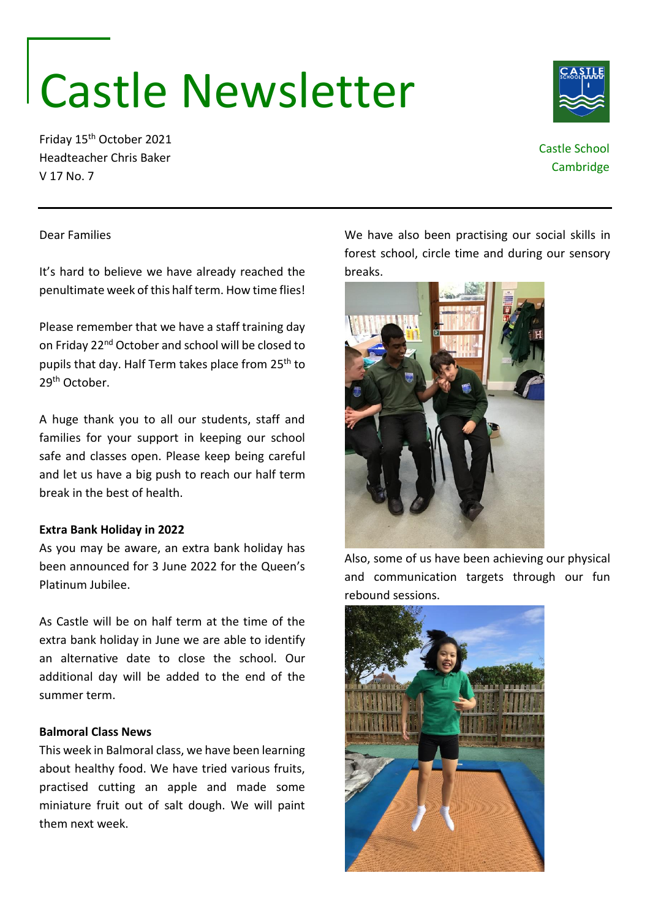# Castle Newsletter

Friday 15th October 2021
Headteacher Chris Baker
V 17 No. 7

Castle School
Cambridge

---

Dear Families

It's hard to believe we have already reached the penultimate week of this half term. How time flies!

Please remember that we have a staff training day on Friday 22nd October and school will be closed to pupils that day. Half Term takes place from 25th to 29th October.

A huge thank you to all our students, staff and families for your support in keeping our school safe and classes open. Please keep being careful and let us have a big push to reach our half term break in the best of health.

**Extra Bank Holiday in 2022**

As you may be aware, an extra bank holiday has been announced for 3 June 2022 for the Queen's Platinum Jubilee.

As Castle will be on half term at the time of the extra bank holiday in June we are able to identify an alternative date to close the school. Our additional day will be added to the end of the summer term.

**Balmoral Class News**

This week in Balmoral class, we have been learning about healthy food. We have tried various fruits, practised cutting an apple and made some miniature fruit out of salt dough. We will paint them next week.

We have also been practising our social skills in forest school, circle time and during our sensory breaks.

Also, some of us have been achieving our physical and communication targets through our fun rebound sessions.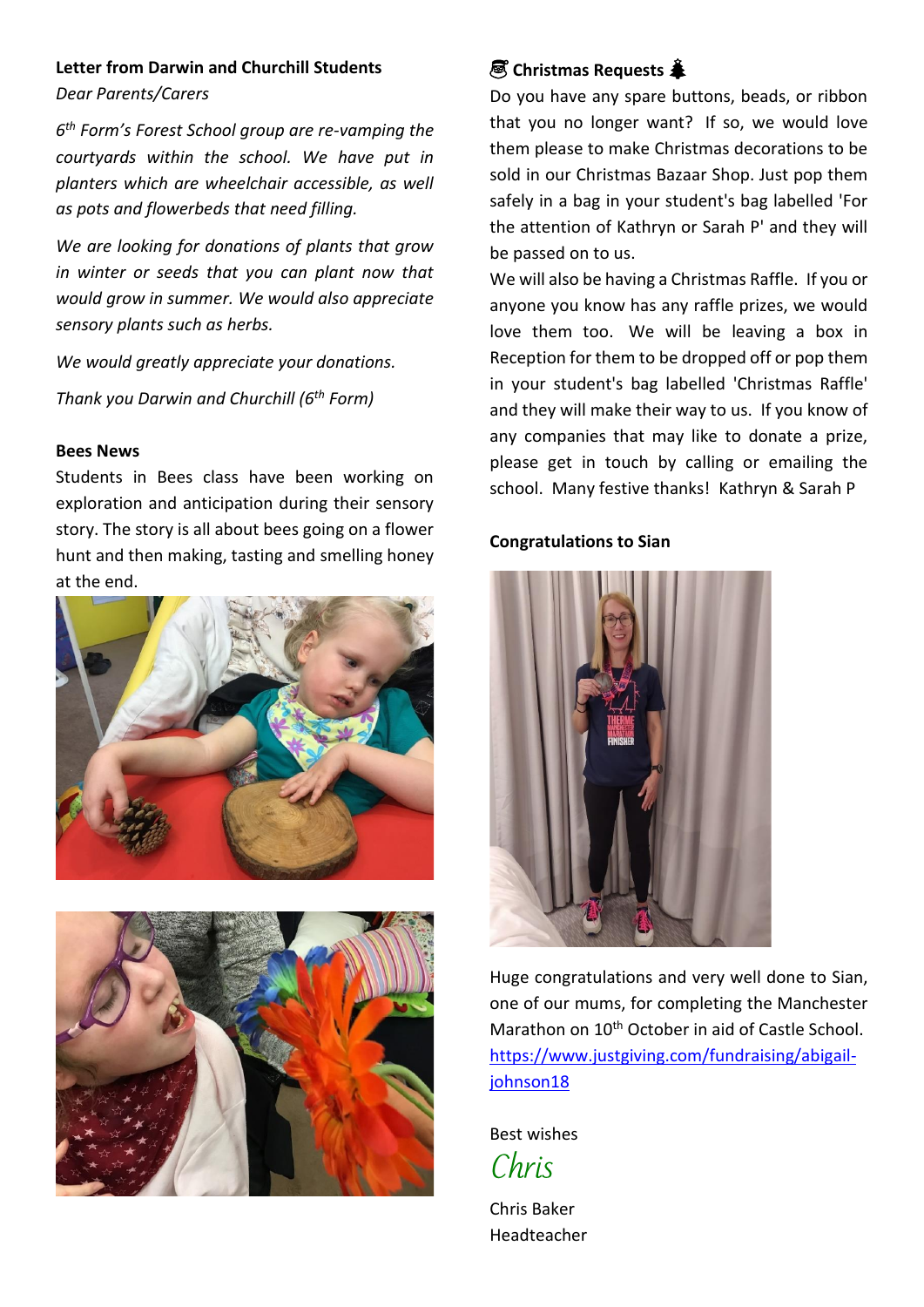**Letter from Darwin and Churchill Students**

*Dear Parents/Carers*

*6th Form's Forest School group are re-vamping the courtyards within the school. We have put in planters which are wheelchair accessible, as well as pots and flowerbeds that need filling.*

*We are looking for donations of plants that grow in winter or seeds that you can plant now that would grow in summer. We would also appreciate sensory plants such as herbs.*

*We would greatly appreciate your donations.*

*Thank you Darwin and Churchill (6th Form)*

**Bees News**

Students in Bees class have been working on exploration and anticipation during their sensory story. The story is all about bees going on a flower hunt and then making, tasting and smelling honey at the end.

**🎅 Christmas Requests 🎄**

Do you have any spare buttons, beads, or ribbon that you no longer want? If so, we would love them please to make Christmas decorations to be sold in our Christmas Bazaar Shop. Just pop them safely in a bag in your student's bag labelled 'For the attention of Kathryn or Sarah P' and they will be passed on to us.

We will also be having a Christmas Raffle. If you or anyone you know has any raffle prizes, we would love them too. We will be leaving a box in Reception for them to be dropped off or pop them in your student's bag labelled 'Christmas Raffle' and they will make their way to us. If you know of any companies that may like to donate a prize, please get in touch by calling or emailing the school. Many festive thanks! Kathryn & Sarah P

**Congratulations to Sian**

Huge congratulations and very well done to Sian, one of our mums, for completing the Manchester Marathon on 10th October in aid of Castle School. https://www.justgiving.com/fundraising/abigail-johnson18

Best wishes

*Chris*

Chris Baker
Headteacher